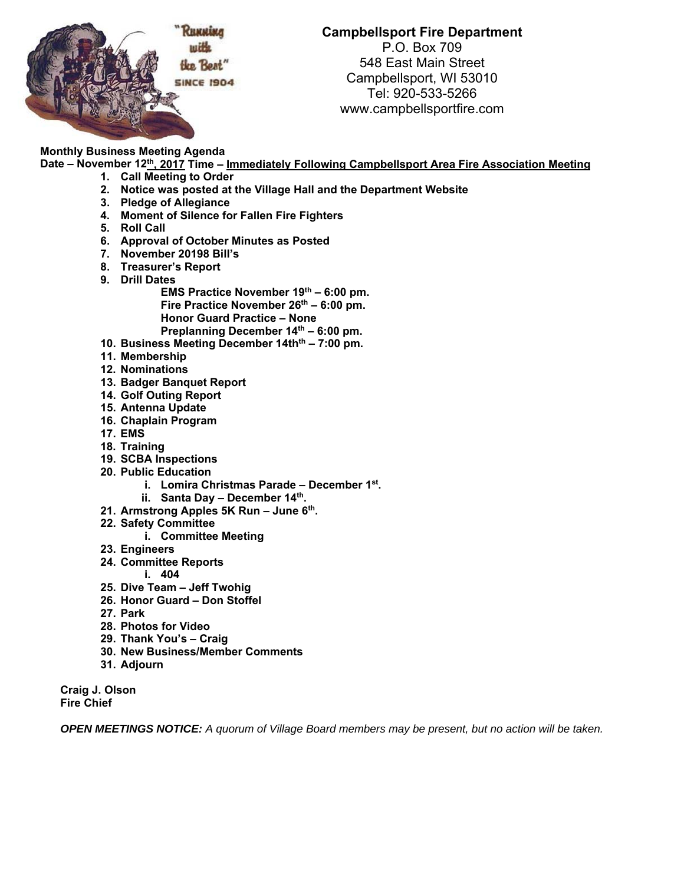# Campbellsport Fire Department

P.O. Box 709
548 East Main Street
Campbellsport, WI 53010
Tel: 920-533-5266
www.campbellsportfire.com

**Monthly Business Meeting Agenda**
**Date – November 12th, 2017 Time – Immediately Following Campbellsport Area Fire Association Meeting**

1. **Call Meeting to Order**
2. **Notice was posted at the Village Hall and the Department Website**
3. **Pledge of Allegiance**
4. **Moment of Silence for Fallen Fire Fighters**
5. **Roll Call**
6. **Approval of October Minutes as Posted**
7. **November 20198 Bill's**
8. **Treasurer's Report**
9. **Drill Dates**
   - **EMS Practice November 19th – 6:00 pm.**
   - **Fire Practice November 26th – 6:00 pm.**
   - **Honor Guard Practice – None**
   - **Preplanning December 14th – 6:00 pm.**
10. **Business Meeting December 14thth – 7:00 pm.**
11. **Membership**
12. **Nominations**
13. **Badger Banquet Report**
14. **Golf Outing Report**
15. **Antenna Update**
16. **Chaplain Program**
17. **EMS**
18. **Training**
19. **SCBA Inspections**
20. **Public Education**
    - i. **Lomira Christmas Parade – December 1st.**
    - ii. **Santa Day – December 14th.**
21. **Armstrong Apples 5K Run – June 6th.**
22. **Safety Committee**
    - i. **Committee Meeting**
23. **Engineers**
24. **Committee Reports**
    - i. **404**
25. **Dive Team – Jeff Twohig**
26. **Honor Guard – Don Stoffel**
27. **Park**
28. **Photos for Video**
29. **Thank You's – Craig**
30. **New Business/Member Comments**
31. **Adjourn**

**Craig J. Olson**
**Fire Chief**

***OPEN MEETINGS NOTICE:*** *A quorum of Village Board members may be present, but no action will be taken.*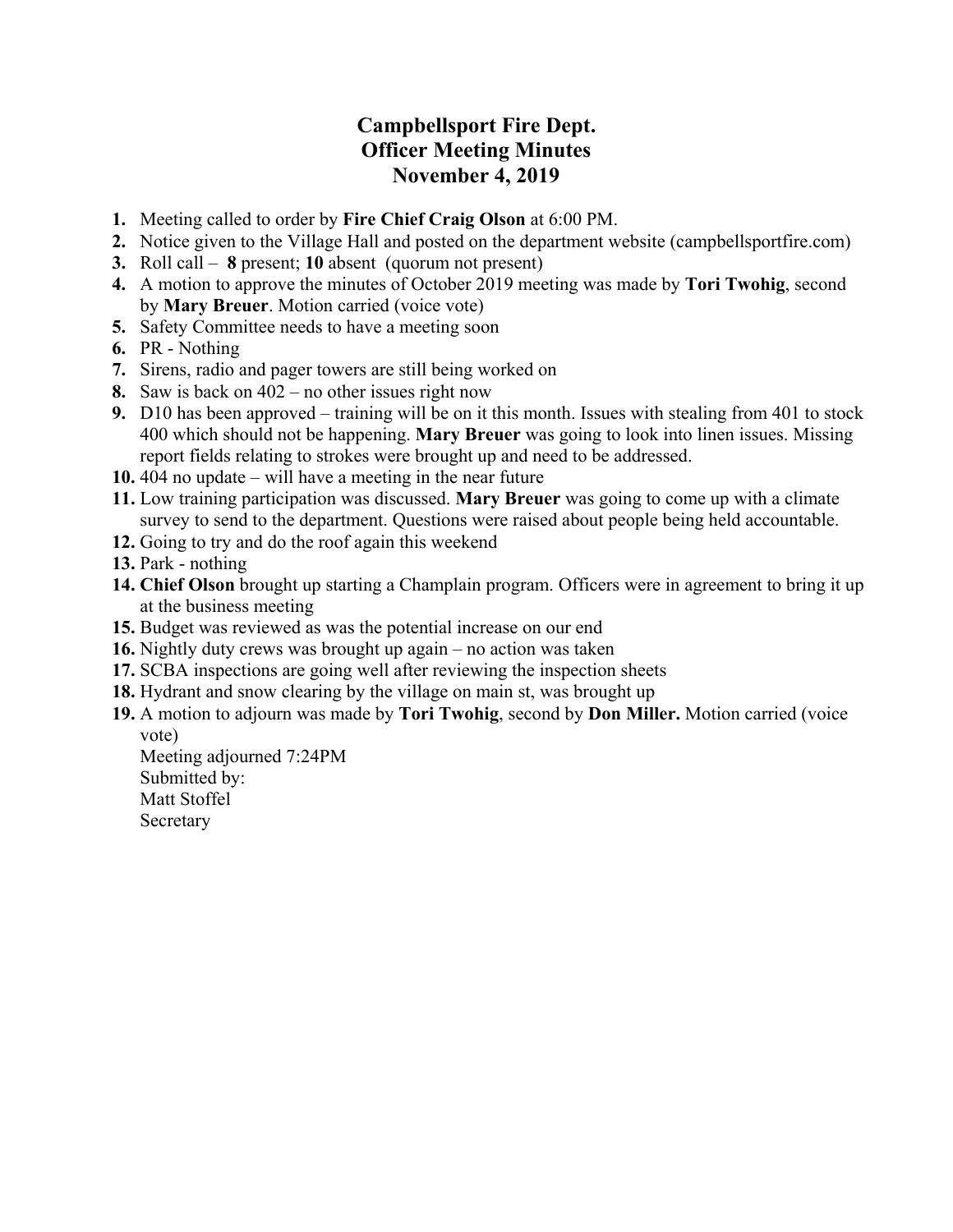# Campbellsport Fire Dept.
# Officer Meeting Minutes
# November 4, 2019

1. Meeting called to order by **Fire Chief Craig Olson** at 6:00 PM.
2. Notice given to the Village Hall and posted on the department website (campbellsportfire.com)
3. Roll call – **8** present; **10** absent (quorum not present)
4. A motion to approve the minutes of October 2019 meeting was made by **Tori Twohig**, second by **Mary Breuer**. Motion carried (voice vote)
5. Safety Committee needs to have a meeting soon
6. PR - Nothing
7. Sirens, radio and pager towers are still being worked on
8. Saw is back on 402 – no other issues right now
9. D10 has been approved – training will be on it this month. Issues with stealing from 401 to stock 400 which should not be happening. **Mary Breuer** was going to look into linen issues. Missing report fields relating to strokes were brought up and need to be addressed.
10. 404 no update – will have a meeting in the near future
11. Low training participation was discussed. **Mary Breuer** was going to come up with a climate survey to send to the department. Questions were raised about people being held accountable.
12. Going to try and do the roof again this weekend
13. Park - nothing
14. **Chief Olson** brought up starting a Champlain program. Officers were in agreement to bring it up at the business meeting
15. Budget was reviewed as was the potential increase on our end
16. Nightly duty crews was brought up again – no action was taken
17. SCBA inspections are going well after reviewing the inspection sheets
18. Hydrant and snow clearing by the village on main st, was brought up
19. A motion to adjourn was made by **Tori Twohig**, second by **Don Miller.** Motion carried (voice vote)

    Meeting adjourned 7:24PM
    Submitted by:
    Matt Stoffel
    Secretary